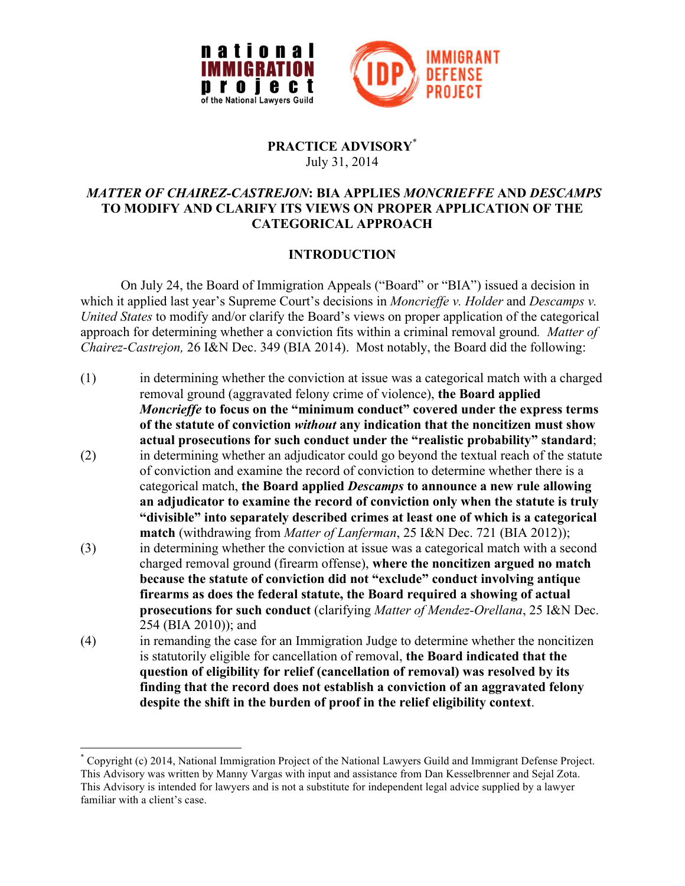national IMMIGRATION project of the National Lawyers Guild

IDP IMMIGRANT DEFENSE PROJECT

**PRACTICE ADVISORY**[*]
July 31, 2014

## *MATTER OF CHAIREZ-CASTREJON*: BIA APPLIES *MONCRIEFFE* AND *DESCAMPS* TO MODIFY AND CLARIFY ITS VIEWS ON PROPER APPLICATION OF THE CATEGORICAL APPROACH

## INTRODUCTION

On July 24, the Board of Immigration Appeals ("Board" or "BIA") issued a decision in which it applied last year's Supreme Court's decisions in *Moncrieffe v. Holder* and *Descamps v. United States* to modify and/or clarify the Board's views on proper application of the categorical approach for determining whether a conviction fits within a criminal removal ground. *Matter of Chairez-Castrejon,* 26 I&N Dec. 349 (BIA 2014). Most notably, the Board did the following:

(1) in determining whether the conviction at issue was a categorical match with a charged removal ground (aggravated felony crime of violence), **the Board applied *Moncrieffe* to focus on the "minimum conduct" covered under the express terms of the statute of conviction *without* any indication that the noncitizen must show actual prosecutions for such conduct under the "realistic probability" standard**;

(2) in determining whether an adjudicator could go beyond the textual reach of the statute of conviction and examine the record of conviction to determine whether there is a categorical match, **the Board applied *Descamps* to announce a new rule allowing an adjudicator to examine the record of conviction only when the statute is truly "divisible" into separately described crimes at least one of which is a categorical match** (withdrawing from *Matter of Lanferman*, 25 I&N Dec. 721 (BIA 2012));

(3) in determining whether the conviction at issue was a categorical match with a second charged removal ground (firearm offense), **where the noncitizen argued no match because the statute of conviction did not "exclude" conduct involving antique firearms as does the federal statute, the Board required a showing of actual prosecutions for such conduct** (clarifying *Matter of Mendez-Orellana*, 25 I&N Dec. 254 (BIA 2010)); and

(4) in remanding the case for an Immigration Judge to determine whether the noncitizen is statutorily eligible for cancellation of removal, **the Board indicated that the question of eligibility for relief (cancellation of removal) was resolved by its finding that the record does not establish a conviction of an aggravated felony despite the shift in the burden of proof in the relief eligibility context**.

[*] Copyright (c) 2014, National Immigration Project of the National Lawyers Guild and Immigrant Defense Project. This Advisory was written by Manny Vargas with input and assistance from Dan Kesselbrenner and Sejal Zota. This Advisory is intended for lawyers and is not a substitute for independent legal advice supplied by a lawyer familiar with a client's case.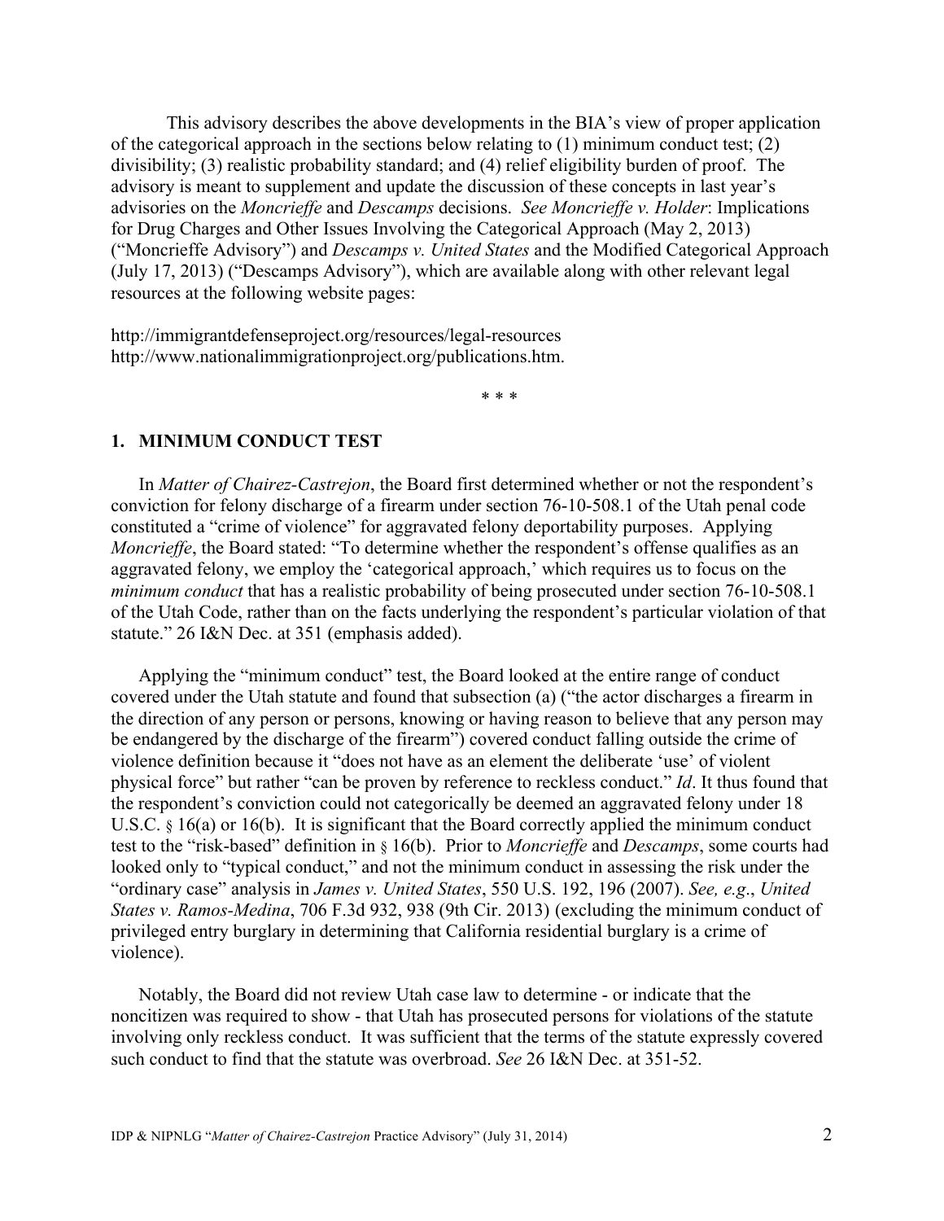This advisory describes the above developments in the BIA's view of proper application of the categorical approach in the sections below relating to (1) minimum conduct test; (2) divisibility; (3) realistic probability standard; and (4) relief eligibility burden of proof. The advisory is meant to supplement and update the discussion of these concepts in last year's advisories on the *Moncrieffe* and *Descamps* decisions. *See Moncrieffe v. Holder*: Implications for Drug Charges and Other Issues Involving the Categorical Approach (May 2, 2013) ("Moncrieffe Advisory") and *Descamps v. United States* and the Modified Categorical Approach (July 17, 2013) ("Descamps Advisory"), which are available along with other relevant legal resources at the following website pages:

http://immigrantdefenseproject.org/resources/legal-resources
http://www.nationalimmigrationproject.org/publications.htm.

\* \* \*

## 1. MINIMUM CONDUCT TEST

In *Matter of Chairez-Castrejon*, the Board first determined whether or not the respondent's conviction for felony discharge of a firearm under section 76-10-508.1 of the Utah penal code constituted a "crime of violence" for aggravated felony deportability purposes. Applying *Moncrieffe*, the Board stated: "To determine whether the respondent's offense qualifies as an aggravated felony, we employ the 'categorical approach,' which requires us to focus on the *minimum conduct* that has a realistic probability of being prosecuted under section 76-10-508.1 of the Utah Code, rather than on the facts underlying the respondent's particular violation of that statute." 26 I&N Dec. at 351 (emphasis added).

Applying the "minimum conduct" test, the Board looked at the entire range of conduct covered under the Utah statute and found that subsection (a) ("the actor discharges a firearm in the direction of any person or persons, knowing or having reason to believe that any person may be endangered by the discharge of the firearm") covered conduct falling outside the crime of violence definition because it "does not have as an element the deliberate 'use' of violent physical force" but rather "can be proven by reference to reckless conduct." *Id*. It thus found that the respondent's conviction could not categorically be deemed an aggravated felony under 18 U.S.C. § 16(a) or 16(b). It is significant that the Board correctly applied the minimum conduct test to the "risk-based" definition in § 16(b). Prior to *Moncrieffe* and *Descamps*, some courts had looked only to "typical conduct," and not the minimum conduct in assessing the risk under the "ordinary case" analysis in *James v. United States*, 550 U.S. 192, 196 (2007). *See, e.g*., *United States v. Ramos-Medina*, 706 F.3d 932, 938 (9th Cir. 2013) (excluding the minimum conduct of privileged entry burglary in determining that California residential burglary is a crime of violence).

Notably, the Board did not review Utah case law to determine - or indicate that the noncitizen was required to show - that Utah has prosecuted persons for violations of the statute involving only reckless conduct. It was sufficient that the terms of the statute expressly covered such conduct to find that the statute was overbroad. *See* 26 I&N Dec. at 351-52.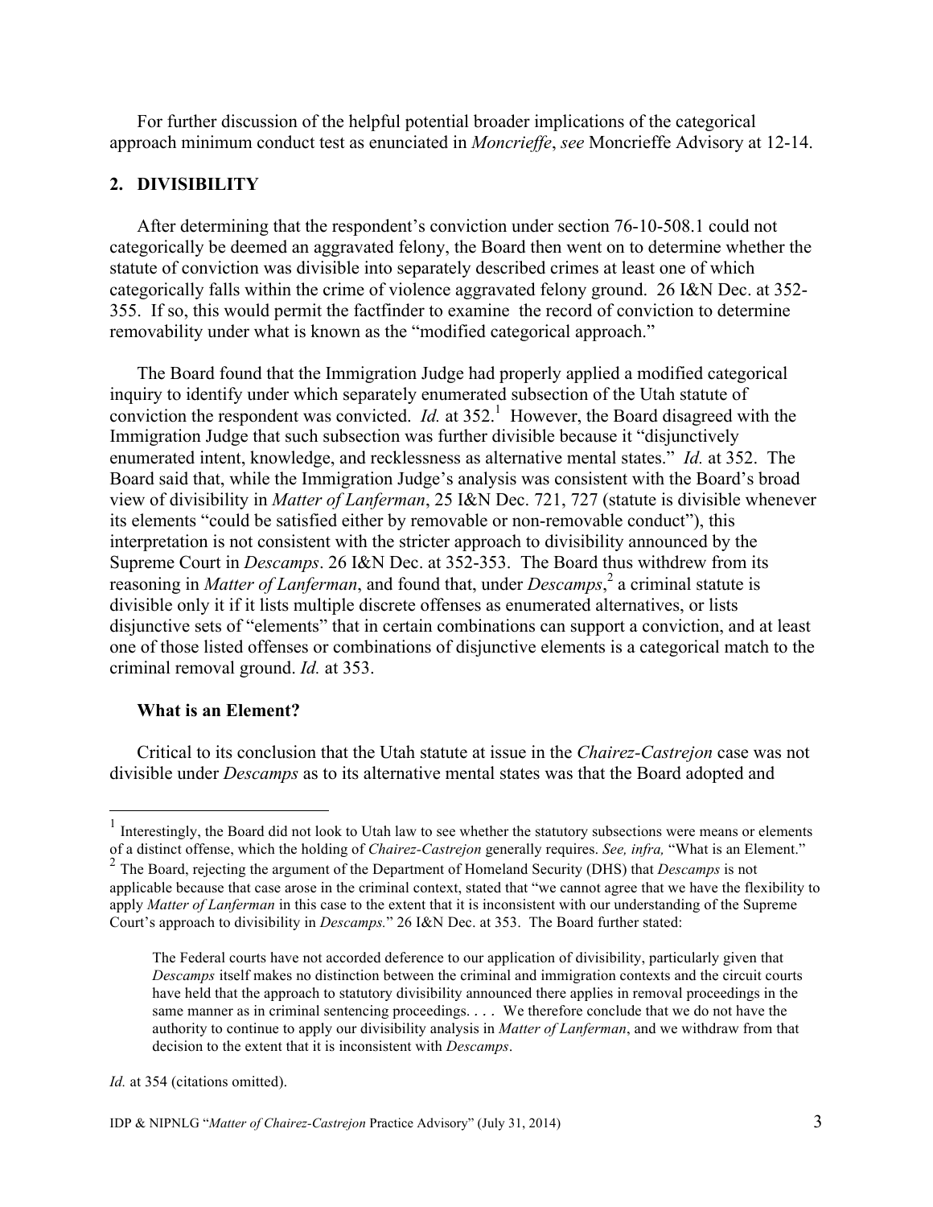For further discussion of the helpful potential broader implications of the categorical approach minimum conduct test as enunciated in *Moncrieffe*, *see* Moncrieffe Advisory at 12-14.

## 2. DIVISIBILITY

After determining that the respondent's conviction under section 76-10-508.1 could not categorically be deemed an aggravated felony, the Board then went on to determine whether the statute of conviction was divisible into separately described crimes at least one of which categorically falls within the crime of violence aggravated felony ground. 26 I&N Dec. at 352-355. If so, this would permit the factfinder to examine the record of conviction to determine removability under what is known as the "modified categorical approach."

The Board found that the Immigration Judge had properly applied a modified categorical inquiry to identify under which separately enumerated subsection of the Utah statute of conviction the respondent was convicted. *Id.* at 352.[1] However, the Board disagreed with the Immigration Judge that such subsection was further divisible because it "disjunctively enumerated intent, knowledge, and recklessness as alternative mental states." *Id.* at 352. The Board said that, while the Immigration Judge's analysis was consistent with the Board's broad view of divisibility in *Matter of Lanferman*, 25 I&N Dec. 721, 727 (statute is divisible whenever its elements "could be satisfied either by removable or non-removable conduct"), this interpretation is not consistent with the stricter approach to divisibility announced by the Supreme Court in *Descamps*. 26 I&N Dec. at 352-353. The Board thus withdrew from its reasoning in *Matter of Lanferman*, and found that, under *Descamps*,[2] a criminal statute is divisible only it if it lists multiple discrete offenses as enumerated alternatives, or lists disjunctive sets of "elements" that in certain combinations can support a conviction, and at least one of those listed offenses or combinations of disjunctive elements is a categorical match to the criminal removal ground. *Id.* at 353.

### What is an Element?

Critical to its conclusion that the Utah statute at issue in the *Chairez-Castrejon* case was not divisible under *Descamps* as to its alternative mental states was that the Board adopted and

---

[1] Interestingly, the Board did not look to Utah law to see whether the statutory subsections were means or elements of a distinct offense, which the holding of *Chairez-Castrejon* generally requires. *See, infra,* "What is an Element."

[2] The Board, rejecting the argument of the Department of Homeland Security (DHS) that *Descamps* is not applicable because that case arose in the criminal context, stated that "we cannot agree that we have the flexibility to apply *Matter of Lanferman* in this case to the extent that it is inconsistent with our understanding of the Supreme Court's approach to divisibility in *Descamps.*" 26 I&N Dec. at 353. The Board further stated:

> The Federal courts have not accorded deference to our application of divisibility, particularly given that *Descamps* itself makes no distinction between the criminal and immigration contexts and the circuit courts have held that the approach to statutory divisibility announced there applies in removal proceedings in the same manner as in criminal sentencing proceedings. . . . We therefore conclude that we do not have the authority to continue to apply our divisibility analysis in *Matter of Lanferman*, and we withdraw from that decision to the extent that it is inconsistent with *Descamps*.

*Id.* at 354 (citations omitted).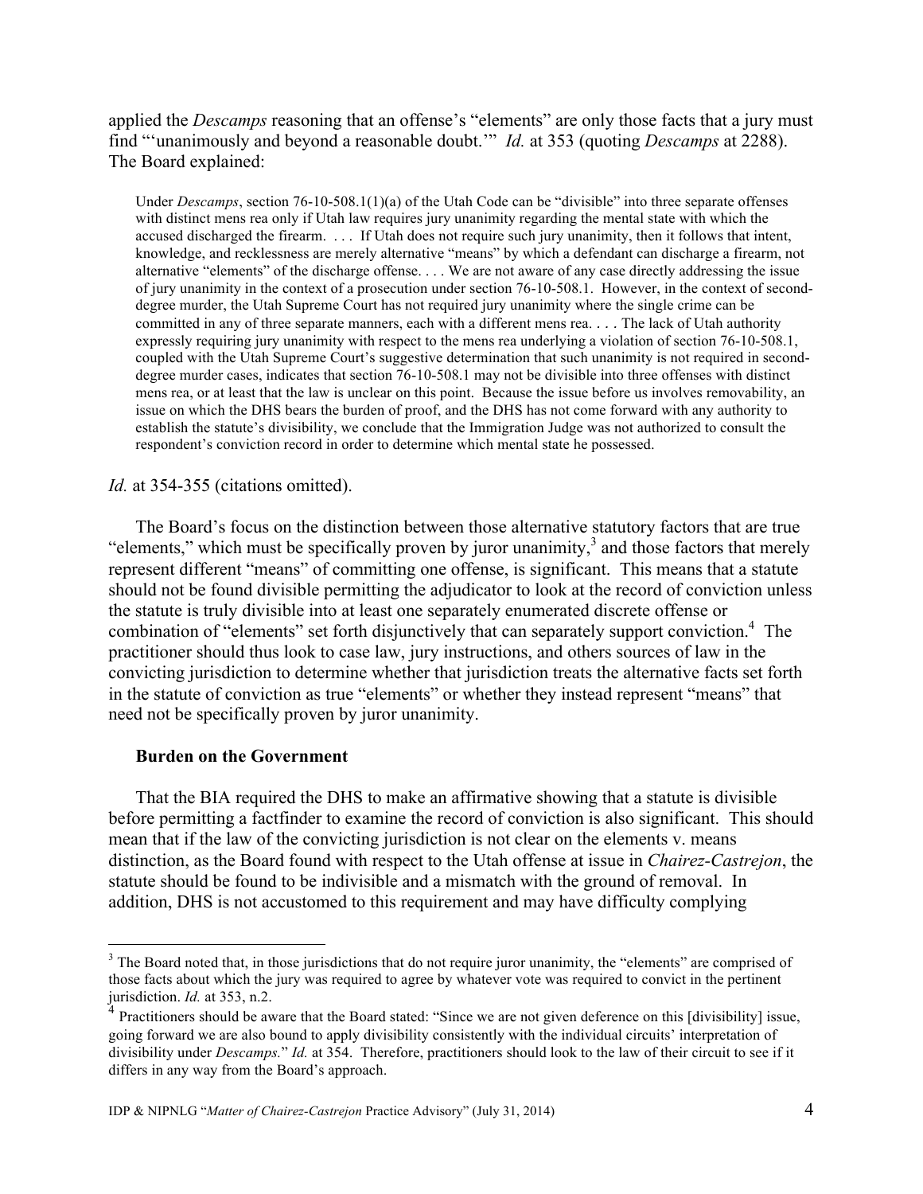applied the *Descamps* reasoning that an offense's "elements" are only those facts that a jury must find "'unanimously and beyond a reasonable doubt.'" *Id.* at 353 (quoting *Descamps* at 2288). The Board explained:

> Under *Descamps*, section 76-10-508.1(1)(a) of the Utah Code can be "divisible" into three separate offenses with distinct mens rea only if Utah law requires jury unanimity regarding the mental state with which the accused discharged the firearm. . . . If Utah does not require such jury unanimity, then it follows that intent, knowledge, and recklessness are merely alternative "means" by which a defendant can discharge a firearm, not alternative "elements" of the discharge offense. . . . We are not aware of any case directly addressing the issue of jury unanimity in the context of a prosecution under section 76-10-508.1. However, in the context of second-degree murder, the Utah Supreme Court has not required jury unanimity where the single crime can be committed in any of three separate manners, each with a different mens rea. . . . The lack of Utah authority expressly requiring jury unanimity with respect to the mens rea underlying a violation of section 76-10-508.1, coupled with the Utah Supreme Court's suggestive determination that such unanimity is not required in second-degree murder cases, indicates that section 76-10-508.1 may not be divisible into three offenses with distinct mens rea, or at least that the law is unclear on this point. Because the issue before us involves removability, an issue on which the DHS bears the burden of proof, and the DHS has not come forward with any authority to establish the statute's divisibility, we conclude that the Immigration Judge was not authorized to consult the respondent's conviction record in order to determine which mental state he possessed.

*Id.* at 354-355 (citations omitted).

The Board's focus on the distinction between those alternative statutory factors that are true "elements," which must be specifically proven by juror unanimity,[3] and those factors that merely represent different "means" of committing one offense, is significant. This means that a statute should not be found divisible permitting the adjudicator to look at the record of conviction unless the statute is truly divisible into at least one separately enumerated discrete offense or combination of "elements" set forth disjunctively that can separately support conviction.[4] The practitioner should thus look to case law, jury instructions, and others sources of law in the convicting jurisdiction to determine whether that jurisdiction treats the alternative facts set forth in the statute of conviction as true "elements" or whether they instead represent "means" that need not be specifically proven by juror unanimity.

**Burden on the Government**

That the BIA required the DHS to make an affirmative showing that a statute is divisible before permitting a factfinder to examine the record of conviction is also significant. This should mean that if the law of the convicting jurisdiction is not clear on the elements v. means distinction, as the Board found with respect to the Utah offense at issue in *Chairez-Castrejon*, the statute should be found to be indivisible and a mismatch with the ground of removal. In addition, DHS is not accustomed to this requirement and may have difficulty complying

---

[3] The Board noted that, in those jurisdictions that do not require juror unanimity, the "elements" are comprised of those facts about which the jury was required to agree by whatever vote was required to convict in the pertinent jurisdiction. *Id.* at 353, n.2.

[4] Practitioners should be aware that the Board stated: "Since we are not given deference on this [divisibility] issue, going forward we are also bound to apply divisibility consistently with the individual circuits' interpretation of divisibility under *Descamps.*" *Id.* at 354. Therefore, practitioners should look to the law of their circuit to see if it differs in any way from the Board's approach.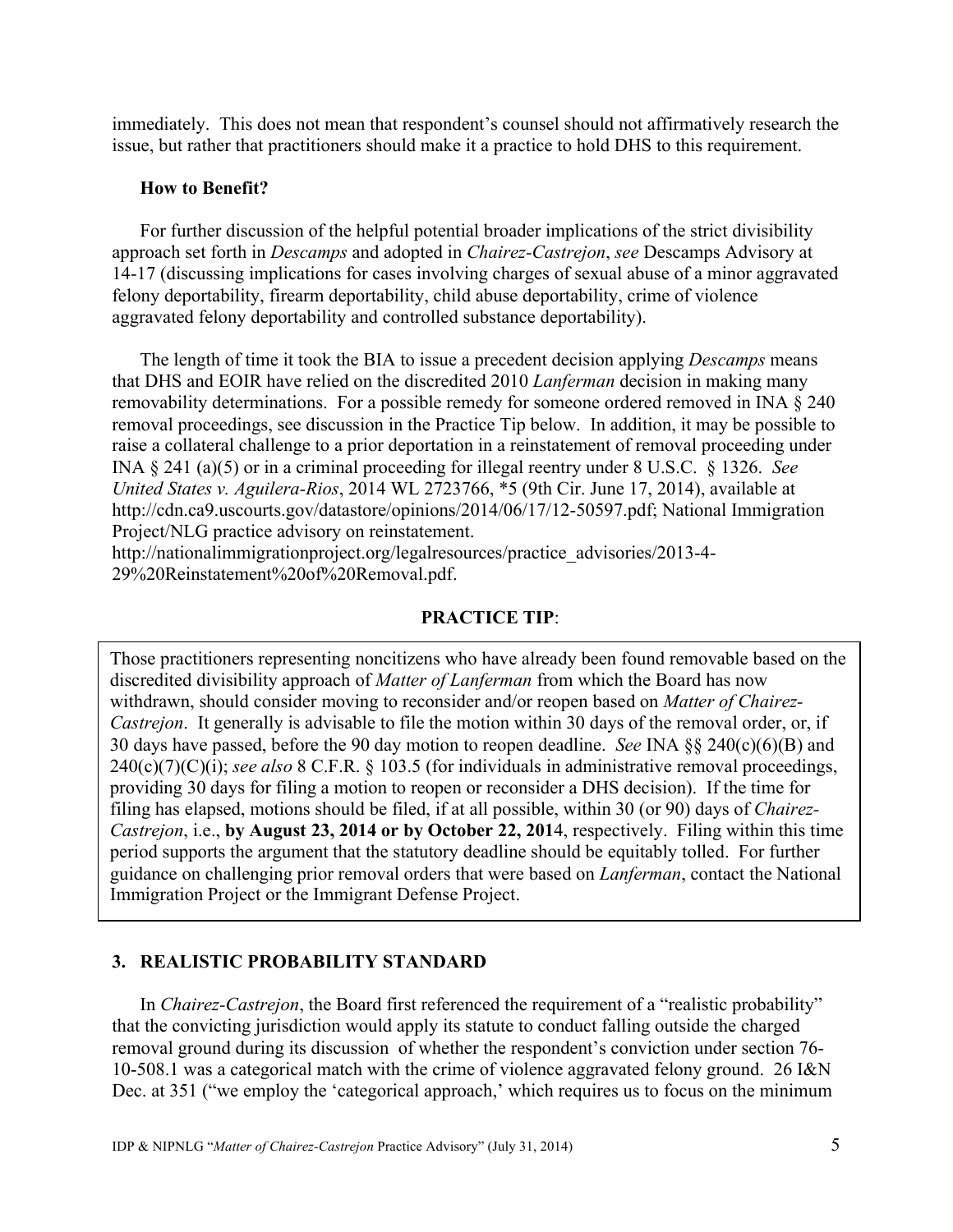immediately. This does not mean that respondent's counsel should not affirmatively research the issue, but rather that practitioners should make it a practice to hold DHS to this requirement.

**How to Benefit?**

For further discussion of the helpful potential broader implications of the strict divisibility approach set forth in *Descamps* and adopted in *Chairez-Castrejon*, *see* Descamps Advisory at 14-17 (discussing implications for cases involving charges of sexual abuse of a minor aggravated felony deportability, firearm deportability, child abuse deportability, crime of violence aggravated felony deportability and controlled substance deportability).

The length of time it took the BIA to issue a precedent decision applying *Descamps* means that DHS and EOIR have relied on the discredited 2010 *Lanferman* decision in making many removability determinations. For a possible remedy for someone ordered removed in INA § 240 removal proceedings, see discussion in the Practice Tip below. In addition, it may be possible to raise a collateral challenge to a prior deportation in a reinstatement of removal proceeding under INA § 241 (a)(5) or in a criminal proceeding for illegal reentry under 8 U.S.C. § 1326. *See United States v. Aguilera-Rios*, 2014 WL 2723766, *5 (9th Cir. June 17, 2014), available at http://cdn.ca9.uscourts.gov/datastore/opinions/2014/06/17/12-50597.pdf; National Immigration Project/NLG practice advisory on reinstatement. http://nationalimmigrationproject.org/legalresources/practice_advisories/2013-4-29%20Reinstatement%20of%20Removal.pdf.

**PRACTICE TIP**:

Those practitioners representing noncitizens who have already been found removable based on the discredited divisibility approach of *Matter of Lanferman* from which the Board has now withdrawn, should consider moving to reconsider and/or reopen based on *Matter of Chairez-Castrejon*. It generally is advisable to file the motion within 30 days of the removal order, or, if 30 days have passed, before the 90 day motion to reopen deadline. *See* INA §§ 240(c)(6)(B) and 240(c)(7)(C)(i); *see also* 8 C.F.R. § 103.5 (for individuals in administrative removal proceedings, providing 30 days for filing a motion to reopen or reconsider a DHS decision). If the time for filing has elapsed, motions should be filed, if at all possible, within 30 (or 90) days of *Chairez-Castrejon*, i.e., **by August 23, 2014 or by October 22, 2014**, respectively. Filing within this time period supports the argument that the statutory deadline should be equitably tolled. For further guidance on challenging prior removal orders that were based on *Lanferman*, contact the National Immigration Project or the Immigrant Defense Project.

## 3. REALISTIC PROBABILITY STANDARD

In *Chairez-Castrejon*, the Board first referenced the requirement of a "realistic probability" that the convicting jurisdiction would apply its statute to conduct falling outside the charged removal ground during its discussion of whether the respondent's conviction under section 76-10-508.1 was a categorical match with the crime of violence aggravated felony ground. 26 I&N Dec. at 351 ("we employ the 'categorical approach,' which requires us to focus on the minimum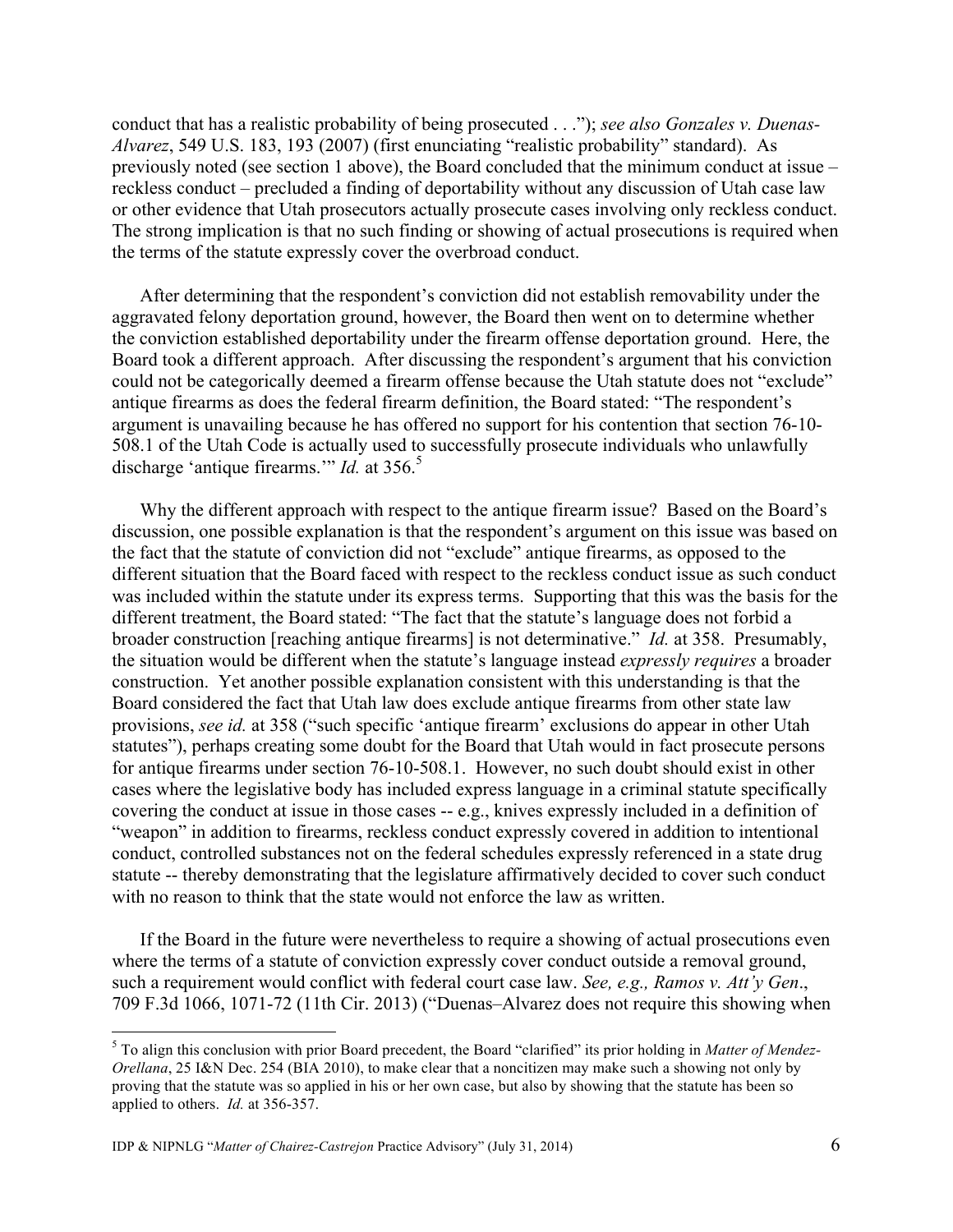conduct that has a realistic probability of being prosecuted . . ."); *see also Gonzales v. Duenas-Alvarez*, 549 U.S. 183, 193 (2007) (first enunciating "realistic probability" standard). As previously noted (see section 1 above), the Board concluded that the minimum conduct at issue – reckless conduct – precluded a finding of deportability without any discussion of Utah case law or other evidence that Utah prosecutors actually prosecute cases involving only reckless conduct. The strong implication is that no such finding or showing of actual prosecutions is required when the terms of the statute expressly cover the overbroad conduct.

After determining that the respondent's conviction did not establish removability under the aggravated felony deportation ground, however, the Board then went on to determine whether the conviction established deportability under the firearm offense deportation ground. Here, the Board took a different approach. After discussing the respondent's argument that his conviction could not be categorically deemed a firearm offense because the Utah statute does not "exclude" antique firearms as does the federal firearm definition, the Board stated: "The respondent's argument is unavailing because he has offered no support for his contention that section 76-10-508.1 of the Utah Code is actually used to successfully prosecute individuals who unlawfully discharge 'antique firearms.'" *Id.* at 356.[5]

Why the different approach with respect to the antique firearm issue? Based on the Board's discussion, one possible explanation is that the respondent's argument on this issue was based on the fact that the statute of conviction did not "exclude" antique firearms, as opposed to the different situation that the Board faced with respect to the reckless conduct issue as such conduct was included within the statute under its express terms. Supporting that this was the basis for the different treatment, the Board stated: "The fact that the statute's language does not forbid a broader construction [reaching antique firearms] is not determinative." *Id.* at 358. Presumably, the situation would be different when the statute's language instead *expressly requires* a broader construction. Yet another possible explanation consistent with this understanding is that the Board considered the fact that Utah law does exclude antique firearms from other state law provisions, *see id.* at 358 ("such specific 'antique firearm' exclusions do appear in other Utah statutes"), perhaps creating some doubt for the Board that Utah would in fact prosecute persons for antique firearms under section 76-10-508.1. However, no such doubt should exist in other cases where the legislative body has included express language in a criminal statute specifically covering the conduct at issue in those cases -- e.g., knives expressly included in a definition of "weapon" in addition to firearms, reckless conduct expressly covered in addition to intentional conduct, controlled substances not on the federal schedules expressly referenced in a state drug statute -- thereby demonstrating that the legislature affirmatively decided to cover such conduct with no reason to think that the state would not enforce the law as written.

If the Board in the future were nevertheless to require a showing of actual prosecutions even where the terms of a statute of conviction expressly cover conduct outside a removal ground, such a requirement would conflict with federal court case law. *See, e.g., Ramos v. Att'y Gen*., 709 F.3d 1066, 1071-72 (11th Cir. 2013) ("Duenas–Alvarez does not require this showing when

[5] To align this conclusion with prior Board precedent, the Board "clarified" its prior holding in *Matter of Mendez-Orellana*, 25 I&N Dec. 254 (BIA 2010), to make clear that a noncitizen may make such a showing not only by proving that the statute was so applied in his or her own case, but also by showing that the statute has been so applied to others. *Id.* at 356-357.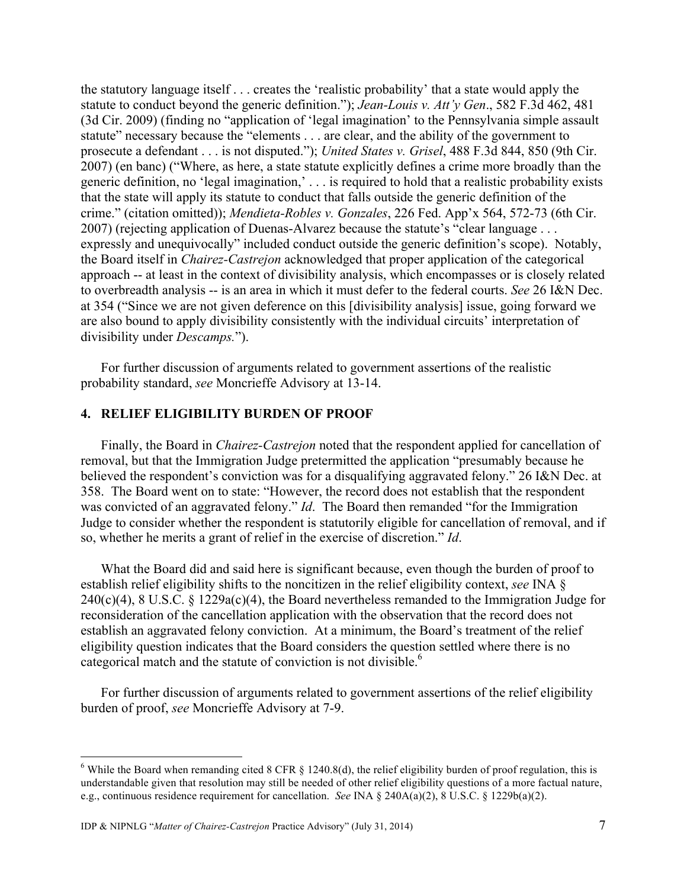the statutory language itself . . . creates the 'realistic probability' that a state would apply the statute to conduct beyond the generic definition."); *Jean-Louis v. Att'y Gen*., 582 F.3d 462, 481 (3d Cir. 2009) (finding no "application of 'legal imagination' to the Pennsylvania simple assault statute" necessary because the "elements . . . are clear, and the ability of the government to prosecute a defendant . . . is not disputed."); *United States v. Grisel*, 488 F.3d 844, 850 (9th Cir. 2007) (en banc) ("Where, as here, a state statute explicitly defines a crime more broadly than the generic definition, no 'legal imagination,' . . . is required to hold that a realistic probability exists that the state will apply its statute to conduct that falls outside the generic definition of the crime." (citation omitted)); *Mendieta-Robles v. Gonzales*, 226 Fed. App'x 564, 572-73 (6th Cir. 2007) (rejecting application of Duenas-Alvarez because the statute's "clear language . . . expressly and unequivocally" included conduct outside the generic definition's scope). Notably, the Board itself in *Chairez-Castrejon* acknowledged that proper application of the categorical approach -- at least in the context of divisibility analysis, which encompasses or is closely related to overbreadth analysis -- is an area in which it must defer to the federal courts. *See* 26 I&N Dec. at 354 ("Since we are not given deference on this [divisibility analysis] issue, going forward we are also bound to apply divisibility consistently with the individual circuits' interpretation of divisibility under *Descamps.*").

For further discussion of arguments related to government assertions of the realistic probability standard, *see* Moncrieffe Advisory at 13-14.

## 4. RELIEF ELIGIBILITY BURDEN OF PROOF

Finally, the Board in *Chairez-Castrejon* noted that the respondent applied for cancellation of removal, but that the Immigration Judge pretermitted the application "presumably because he believed the respondent's conviction was for a disqualifying aggravated felony." 26 I&N Dec. at 358. The Board went on to state: "However, the record does not establish that the respondent was convicted of an aggravated felony." *Id*. The Board then remanded "for the Immigration Judge to consider whether the respondent is statutorily eligible for cancellation of removal, and if so, whether he merits a grant of relief in the exercise of discretion." *Id*.

What the Board did and said here is significant because, even though the burden of proof to establish relief eligibility shifts to the noncitizen in the relief eligibility context, *see* INA § 240(c)(4), 8 U.S.C. § 1229a(c)(4), the Board nevertheless remanded to the Immigration Judge for reconsideration of the cancellation application with the observation that the record does not establish an aggravated felony conviction. At a minimum, the Board's treatment of the relief eligibility question indicates that the Board considers the question settled where there is no categorical match and the statute of conviction is not divisible.[6]

For further discussion of arguments related to government assertions of the relief eligibility burden of proof, *see* Moncrieffe Advisory at 7-9.

---

[6] While the Board when remanding cited 8 CFR § 1240.8(d), the relief eligibility burden of proof regulation, this is understandable given that resolution may still be needed of other relief eligibility questions of a more factual nature, e.g., continuous residence requirement for cancellation. *See* INA § 240A(a)(2), 8 U.S.C. § 1229b(a)(2).